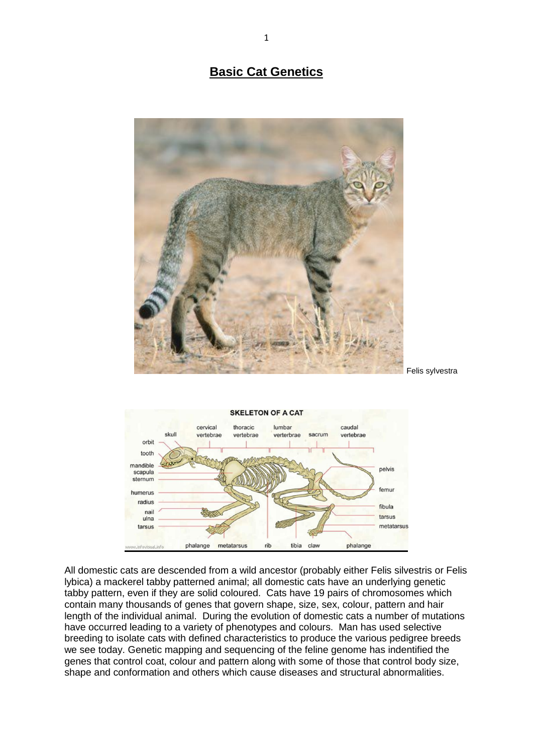# Basic Cat Genetics

Felis sylvestra

All domestic cats are descended from a wild ancestor (probably either Felis silvestris or Felis lybica) a mackerel tabby patterned animal; all domestic cats have an underlying genetic tabby pattern, even if they are solid coloured. Cats have 19 pairs of chromosomes which contain many thousands of genes that govern shape, size, sex, colour, pattern and hair length of the individual animal. During the evolution of domestic cats a number of mutations have occurred leading to a variety of phenotypes and colours. Man has used selective breeding to isolate cats with defined characteristics to produce the various pedigree breeds we see today. Genetic mapping and sequencing of the feline genome has indentified the genes that control coat, colour and pattern along with some of those that control body size, shape and conformation and others which cause diseases and structural abnormalities.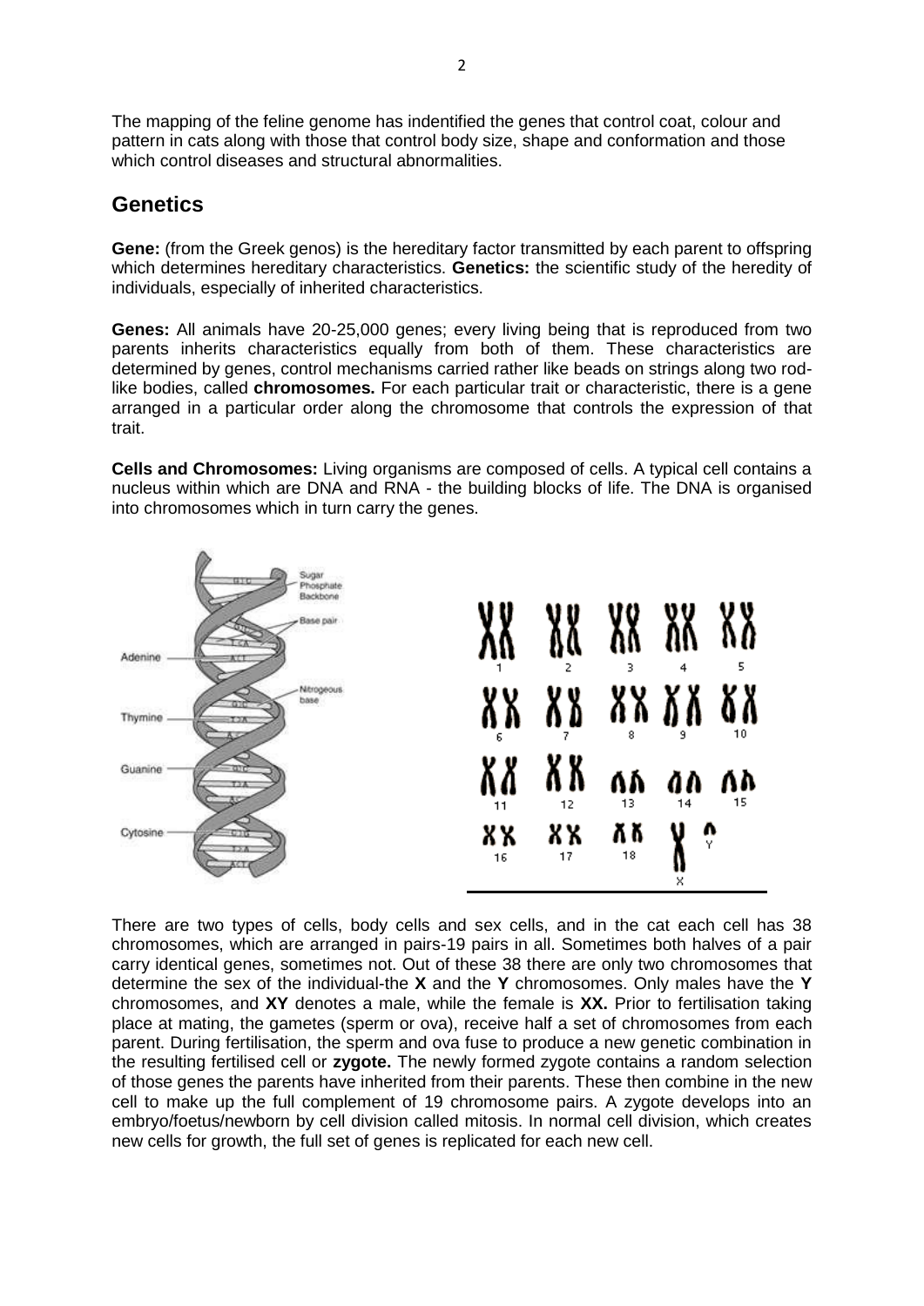The mapping of the feline genome has indentified the genes that control coat, colour and pattern in cats along with those that control body size, shape and conformation and those which control diseases and structural abnormalities.

## Genetics

**Gene:** (from the Greek genos) is the hereditary factor transmitted by each parent to offspring which determines hereditary characteristics. **Genetics:** the scientific study of the heredity of individuals, especially of inherited characteristics.

**Genes:** All animals have 20-25,000 genes; every living being that is reproduced from two parents inherits characteristics equally from both of them. These characteristics are determined by genes, control mechanisms carried rather like beads on strings along two rod-like bodies, called **chromosomes.** For each particular trait or characteristic, there is a gene arranged in a particular order along the chromosome that controls the expression of that trait.

**Cells and Chromosomes:** Living organisms are composed of cells. A typical cell contains a nucleus within which are DNA and RNA - the building blocks of life. The DNA is organised into chromosomes which in turn carry the genes.

There are two types of cells, body cells and sex cells, and in the cat each cell has 38 chromosomes, which are arranged in pairs-19 pairs in all. Sometimes both halves of a pair carry identical genes, sometimes not. Out of these 38 there are only two chromosomes that determine the sex of the individual-the **X** and the **Y** chromosomes. Only males have the **Y** chromosomes, and **XY** denotes a male, while the female is **XX.** Prior to fertilisation taking place at mating, the gametes (sperm or ova), receive half a set of chromosomes from each parent. During fertilisation, the sperm and ova fuse to produce a new genetic combination in the resulting fertilised cell or **zygote.** The newly formed zygote contains a random selection of those genes the parents have inherited from their parents. These then combine in the new cell to make up the full complement of 19 chromosome pairs. A zygote develops into an embryo/foetus/newborn by cell division called mitosis. In normal cell division, which creates new cells for growth, the full set of genes is replicated for each new cell.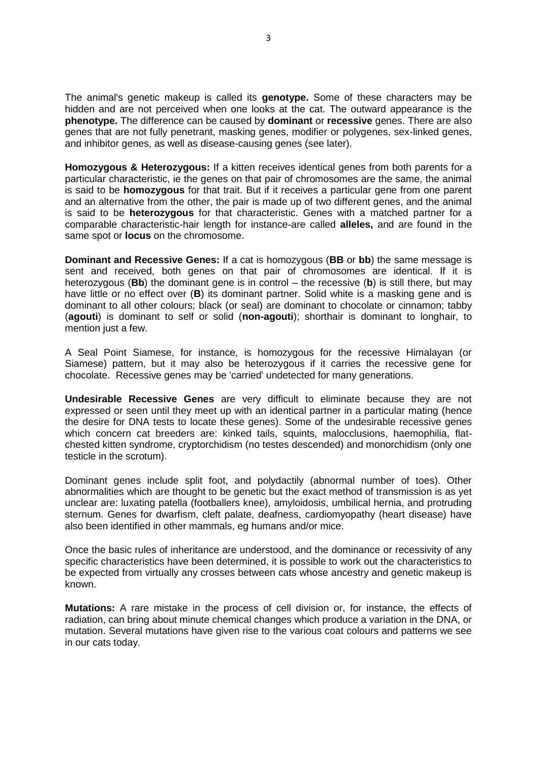The animal's genetic makeup is called its **genotype.** Some of these characters may be hidden and are not perceived when one looks at the cat. The outward appearance is the **phenotype.** The difference can be caused by **dominant** or **recessive** genes. There are also genes that are not fully penetrant, masking genes, modifier or polygenes, sex-linked genes, and inhibitor genes, as well as disease-causing genes (see later).

**Homozygous & Heterozygous:** If a kitten receives identical genes from both parents for a particular characteristic, ie the genes on that pair of chromosomes are the same, the animal is said to be **homozygous** for that trait. But if it receives a particular gene from one parent and an alternative from the other, the pair is made up of two different genes, and the animal is said to be **heterozygous** for that characteristic. Genes with a matched partner for a comparable characteristic-hair length for instance-are called **alleles,** and are found in the same spot or **locus** on the chromosome.

**Dominant and Recessive Genes:** If a cat is homozygous (**BB** or **bb**) the same message is sent and received, both genes on that pair of chromosomes are identical. If it is heterozygous (**Bb**) the dominant gene is in control – the recessive (**b**) is still there, but may have little or no effect over (**B**) its dominant partner. Solid white is a masking gene and is dominant to all other colours; black (or seal) are dominant to chocolate or cinnamon; tabby (**agouti**) is dominant to self or solid (**non-agouti**); shorthair is dominant to longhair, to mention just a few.

A Seal Point Siamese, for instance, is homozygous for the recessive Himalayan (or Siamese) pattern, but it may also be heterozygous if it carries the recessive gene for chocolate. Recessive genes may be 'carried' undetected for many generations.

**Undesirable Recessive Genes** are very difficult to eliminate because they are not expressed or seen until they meet up with an identical partner in a particular mating (hence the desire for DNA tests to locate these genes). Some of the undesirable recessive genes which concern cat breeders are: kinked tails, squints, malocclusions, haemophilia, flat-chested kitten syndrome, cryptorchidism (no testes descended) and monorchidism (only one testicle in the scrotum).

Dominant genes include split foot, and polydactily (abnormal number of toes). Other abnormalities which are thought to be genetic but the exact method of transmission is as yet unclear are: luxating patella (footballers knee), amyloidosis, umbilical hernia, and protruding sternum. Genes for dwarfism, cleft palate, deafness, cardiomyopathy (heart disease) have also been identified in other mammals, eg humans and/or mice.

Once the basic rules of inheritance are understood, and the dominance or recessivity of any specific characteristics have been determined, it is possible to work out the characteristics to be expected from virtually any crosses between cats whose ancestry and genetic makeup is known.

**Mutations:** A rare mistake in the process of cell division or, for instance, the effects of radiation, can bring about minute chemical changes which produce a variation in the DNA, or mutation. Several mutations have given rise to the various coat colours and patterns we see in our cats today.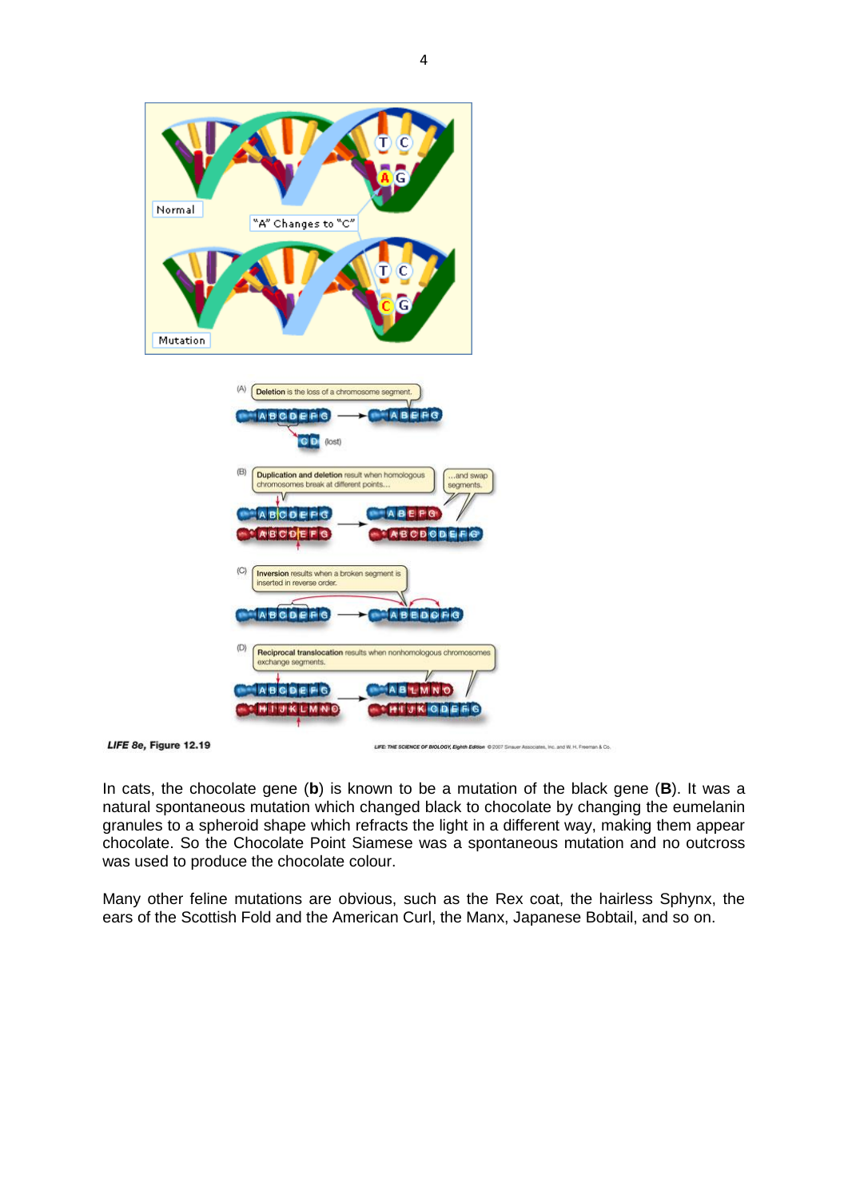LIFE 8e, Figure 12.19

In cats, the chocolate gene (**b**) is known to be a mutation of the black gene (**B**). It was a natural spontaneous mutation which changed black to chocolate by changing the eumelanin granules to a spheroid shape which refracts the light in a different way, making them appear chocolate. So the Chocolate Point Siamese was a spontaneous mutation and no outcross was used to produce the chocolate colour.

Many other feline mutations are obvious, such as the Rex coat, the hairless Sphynx, the ears of the Scottish Fold and the American Curl, the Manx, Japanese Bobtail, and so on.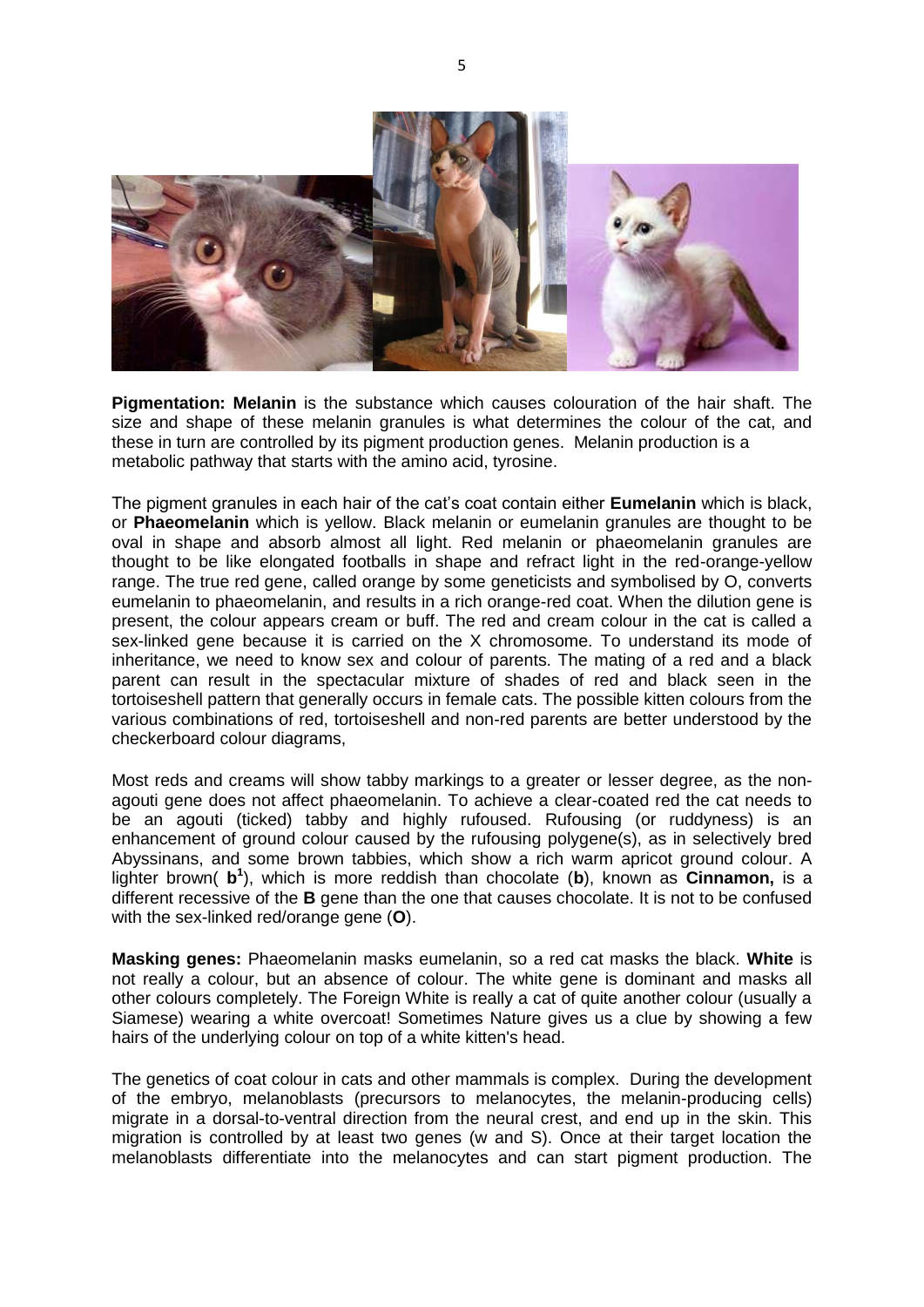**Pigmentation: Melanin** is the substance which causes colouration of the hair shaft. The size and shape of these melanin granules is what determines the colour of the cat, and these in turn are controlled by its pigment production genes. Melanin production is a metabolic pathway that starts with the amino acid, tyrosine.

The pigment granules in each hair of the cat's coat contain either **Eumelanin** which is black, or **Phaeomelanin** which is yellow. Black melanin or eumelanin granules are thought to be oval in shape and absorb almost all light. Red melanin or phaeomelanin granules are thought to be like elongated footballs in shape and refract light in the red-orange-yellow range. The true red gene, called orange by some geneticists and symbolised by O, converts eumelanin to phaeomelanin, and results in a rich orange-red coat. When the dilution gene is present, the colour appears cream or buff. The red and cream colour in the cat is called a sex-linked gene because it is carried on the X chromosome. To understand its mode of inheritance, we need to know sex and colour of parents. The mating of a red and a black parent can result in the spectacular mixture of shades of red and black seen in the tortoiseshell pattern that generally occurs in female cats. The possible kitten colours from the various combinations of red, tortoiseshell and non-red parents are better understood by the checkerboard colour diagrams,

Most reds and creams will show tabby markings to a greater or lesser degree, as the non-agouti gene does not affect phaeomelanin. To achieve a clear-coated red the cat needs to be an agouti (ticked) tabby and highly rufoused. Rufousing (or ruddyness) is an enhancement of ground colour caused by the rufousing polygene(s), as in selectively bred Abyssinans, and some brown tabbies, which show a rich warm apricot ground colour. A lighter brown( $\mathbf{b^1}$), which is more reddish than chocolate (**b**), known as **Cinnamon,** is a different recessive of the **B** gene than the one that causes chocolate. It is not to be confused with the sex-linked red/orange gene (**O**).

**Masking genes:** Phaeomelanin masks eumelanin, so a red cat masks the black. **White** is not really a colour, but an absence of colour. The white gene is dominant and masks all other colours completely. The Foreign White is really a cat of quite another colour (usually a Siamese) wearing a white overcoat! Sometimes Nature gives us a clue by showing a few hairs of the underlying colour on top of a white kitten's head.

The genetics of coat colour in cats and other mammals is complex. During the development of the embryo, melanoblasts (precursors to melanocytes, the melanin-producing cells) migrate in a dorsal-to-ventral direction from the neural crest, and end up in the skin. This migration is controlled by at least two genes (w and S). Once at their target location the melanoblasts differentiate into the melanocytes and can start pigment production. The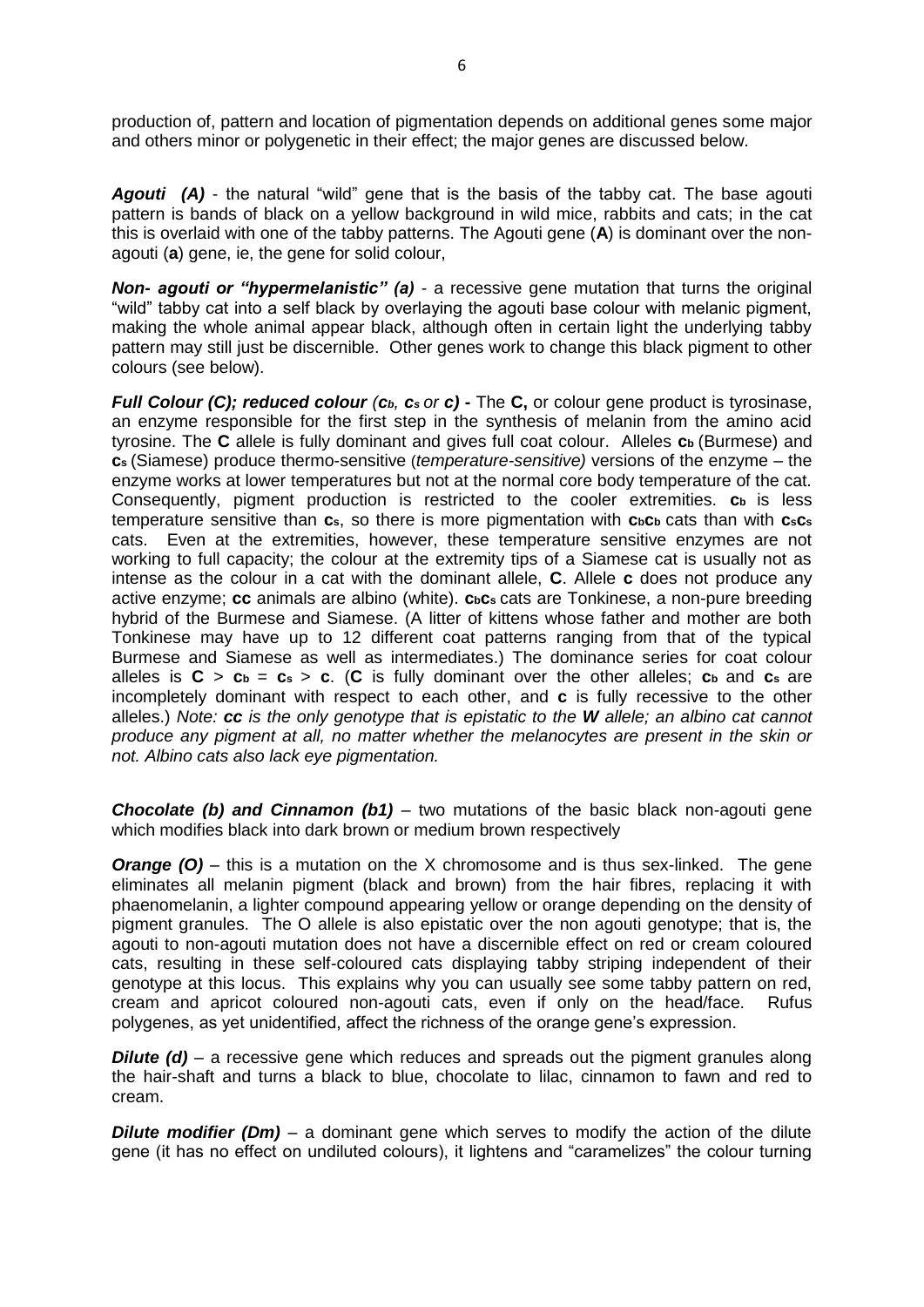production of, pattern and location of pigmentation depends on additional genes some major and others minor or polygenetic in their effect; the major genes are discussed below.

***Agouti (A)*** - the natural "wild" gene that is the basis of the tabby cat. The base agouti pattern is bands of black on a yellow background in wild mice, rabbits and cats; in the cat this is overlaid with one of the tabby patterns. The Agouti gene (**A**) is dominant over the non-agouti (**a**) gene, ie, the gene for solid colour,

***Non- agouti or "hypermelanistic" (a)*** - a recessive gene mutation that turns the original "wild" tabby cat into a self black by overlaying the agouti base colour with melanic pigment, making the whole animal appear black, although often in certain light the underlying tabby pattern may still just be discernible. Other genes work to change this black pigment to other colours (see below).

***Full Colour (C); reduced colour ($c_b$, $c_s$ or c) -*** The **C,** or colour gene product is tyrosinase, an enzyme responsible for the first step in the synthesis of melanin from the amino acid tyrosine. The **C** allele is fully dominant and gives full coat colour. Alleles $\mathbf{c_b}$ (Burmese) and $\mathbf{c_s}$ (Siamese) produce thermo-sensitive (*temperature-sensitive)* versions of the enzyme – the enzyme works at lower temperatures but not at the normal core body temperature of the cat. Consequently, pigment production is restricted to the cooler extremities. $\mathbf{c_b}$ is less temperature sensitive than $\mathbf{c_s}$, so there is more pigmentation with $\mathbf{c_b c_b}$ cats than with $\mathbf{c_s c_s}$ cats. Even at the extremities, however, these temperature sensitive enzymes are not working to full capacity; the colour at the extremity tips of a Siamese cat is usually not as intense as the colour in a cat with the dominant allele, **C**. Allele **c** does not produce any active enzyme; **cc** animals are albino (white). $\mathbf{c_b c_s}$ cats are Tonkinese, a non-pure breeding hybrid of the Burmese and Siamese. (A litter of kittens whose father and mother are both Tonkinese may have up to 12 different coat patterns ranging from that of the typical Burmese and Siamese as well as intermediates.) The dominance series for coat colour alleles is $\mathbf{C} > \mathbf{c_b} = \mathbf{c_s} > \mathbf{c}$. (**C** is fully dominant over the other alleles; $\mathbf{c_b}$ and $\mathbf{c_s}$ are incompletely dominant with respect to each other, and **c** is fully recessive to the other alleles.) *Note: **cc** is the only genotype that is epistatic to the **W** allele; an albino cat cannot produce any pigment at all, no matter whether the melanocytes are present in the skin or not. Albino cats also lack eye pigmentation.*

***Chocolate (b) and Cinnamon (b1)*** – two mutations of the basic black non-agouti gene which modifies black into dark brown or medium brown respectively

***Orange (O)*** – this is a mutation on the X chromosome and is thus sex-linked. The gene eliminates all melanin pigment (black and brown) from the hair fibres, replacing it with phaenomelanin, a lighter compound appearing yellow or orange depending on the density of pigment granules. The O allele is also epistatic over the non agouti genotype; that is, the agouti to non-agouti mutation does not have a discernible effect on red or cream coloured cats, resulting in these self-coloured cats displaying tabby striping independent of their genotype at this locus. This explains why you can usually see some tabby pattern on red, cream and apricot coloured non-agouti cats, even if only on the head/face. Rufus polygenes, as yet unidentified, affect the richness of the orange gene's expression.

***Dilute (d)*** – a recessive gene which reduces and spreads out the pigment granules along the hair-shaft and turns a black to blue, chocolate to lilac, cinnamon to fawn and red to cream.

***Dilute modifier (Dm)*** – a dominant gene which serves to modify the action of the dilute gene (it has no effect on undiluted colours), it lightens and "caramelizes" the colour turning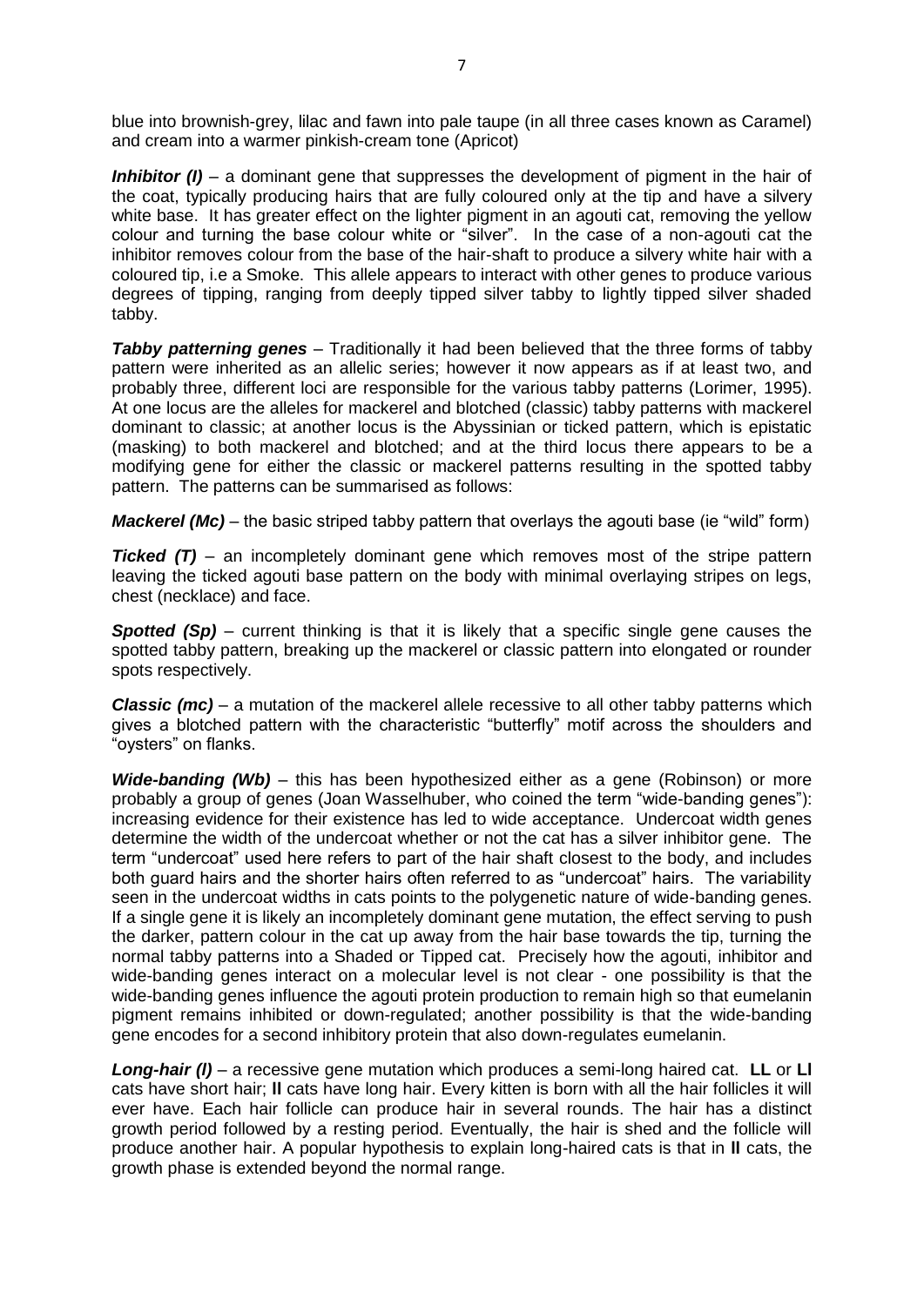blue into brownish-grey, lilac and fawn into pale taupe (in all three cases known as Caramel) and cream into a warmer pinkish-cream tone (Apricot)

***Inhibitor (I)*** – a dominant gene that suppresses the development of pigment in the hair of the coat, typically producing hairs that are fully coloured only at the tip and have a silvery white base. It has greater effect on the lighter pigment in an agouti cat, removing the yellow colour and turning the base colour white or "silver". In the case of a non-agouti cat the inhibitor removes colour from the base of the hair-shaft to produce a silvery white hair with a coloured tip, i.e a Smoke. This allele appears to interact with other genes to produce various degrees of tipping, ranging from deeply tipped silver tabby to lightly tipped silver shaded tabby.

***Tabby patterning genes*** – Traditionally it had been believed that the three forms of tabby pattern were inherited as an allelic series; however it now appears as if at least two, and probably three, different loci are responsible for the various tabby patterns (Lorimer, 1995). At one locus are the alleles for mackerel and blotched (classic) tabby patterns with mackerel dominant to classic; at another locus is the Abyssinian or ticked pattern, which is epistatic (masking) to both mackerel and blotched; and at the third locus there appears to be a modifying gene for either the classic or mackerel patterns resulting in the spotted tabby pattern. The patterns can be summarised as follows:

***Mackerel (Mc)*** – the basic striped tabby pattern that overlays the agouti base (ie "wild" form)

***Ticked (T)*** – an incompletely dominant gene which removes most of the stripe pattern leaving the ticked agouti base pattern on the body with minimal overlaying stripes on legs, chest (necklace) and face.

***Spotted (Sp)*** – current thinking is that it is likely that a specific single gene causes the spotted tabby pattern, breaking up the mackerel or classic pattern into elongated or rounder spots respectively.

***Classic (mc)*** – a mutation of the mackerel allele recessive to all other tabby patterns which gives a blotched pattern with the characteristic "butterfly" motif across the shoulders and "oysters" on flanks.

***Wide-banding (Wb)*** – this has been hypothesized either as a gene (Robinson) or more probably a group of genes (Joan Wasselhuber, who coined the term "wide-banding genes"): increasing evidence for their existence has led to wide acceptance. Undercoat width genes determine the width of the undercoat whether or not the cat has a silver inhibitor gene. The term "undercoat" used here refers to part of the hair shaft closest to the body, and includes both guard hairs and the shorter hairs often referred to as "undercoat" hairs. The variability seen in the undercoat widths in cats points to the polygenetic nature of wide-banding genes. If a single gene it is likely an incompletely dominant gene mutation, the effect serving to push the darker, pattern colour in the cat up away from the hair base towards the tip, turning the normal tabby patterns into a Shaded or Tipped cat. Precisely how the agouti, inhibitor and wide-banding genes interact on a molecular level is not clear - one possibility is that the wide-banding genes influence the agouti protein production to remain high so that eumelanin pigment remains inhibited or down-regulated; another possibility is that the wide-banding gene encodes for a second inhibitory protein that also down-regulates eumelanin.

***Long-hair (l)*** – a recessive gene mutation which produces a semi-long haired cat. **LL** or **Ll** cats have short hair; **ll** cats have long hair. Every kitten is born with all the hair follicles it will ever have. Each hair follicle can produce hair in several rounds. The hair has a distinct growth period followed by a resting period. Eventually, the hair is shed and the follicle will produce another hair. A popular hypothesis to explain long-haired cats is that in **ll** cats, the growth phase is extended beyond the normal range.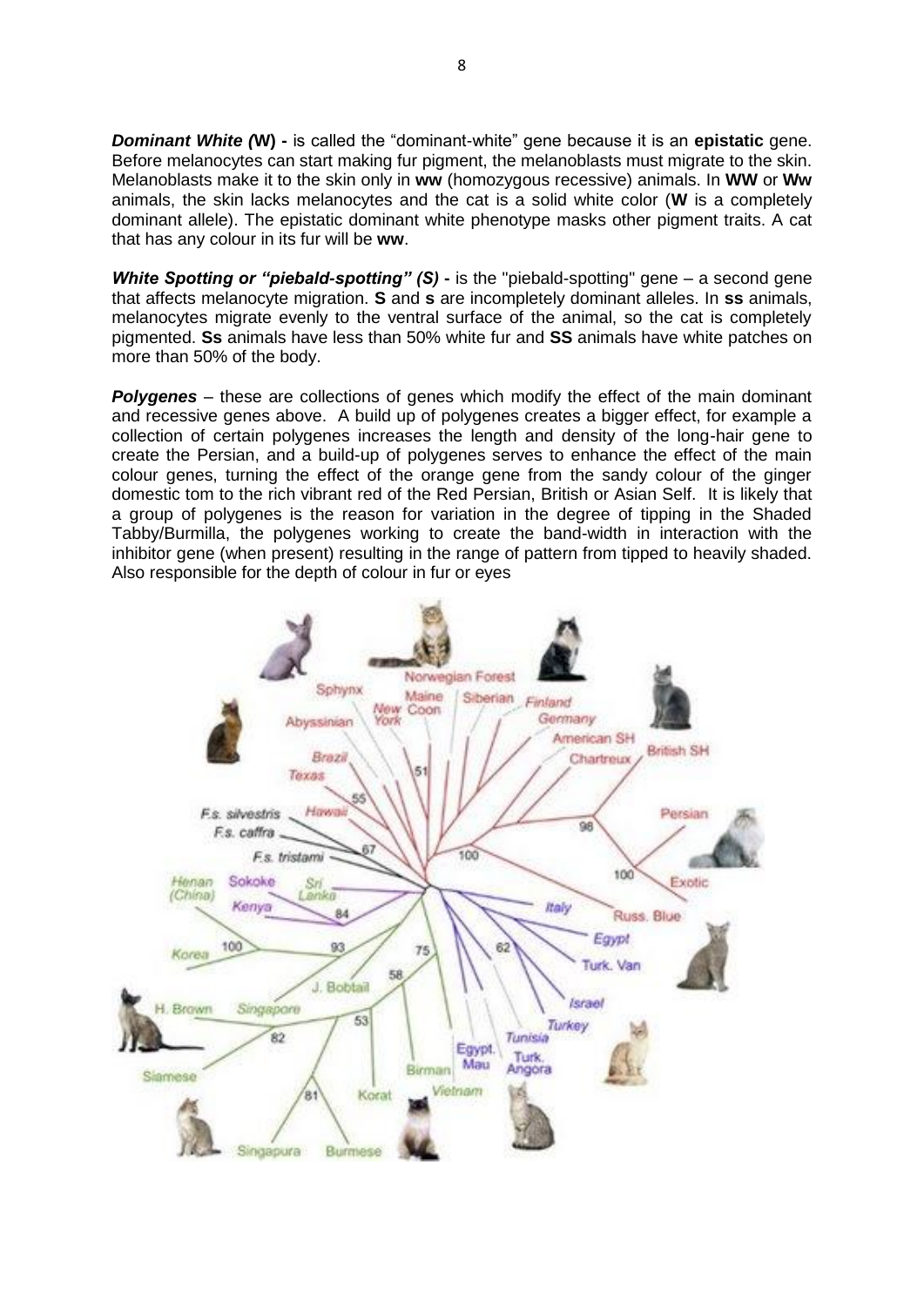***Dominant White (*W) -** is called the "dominant-white" gene because it is an **epistatic** gene. Before melanocytes can start making fur pigment, the melanoblasts must migrate to the skin. Melanoblasts make it to the skin only in **ww** (homozygous recessive) animals. In **WW** or **Ww** animals, the skin lacks melanocytes and the cat is a solid white color (**W** is a completely dominant allele). The epistatic dominant white phenotype masks other pigment traits. A cat that has any colour in its fur will be **ww**.

***White Spotting or "piebald-spotting" (S) -*** is the "piebald-spotting" gene – a second gene that affects melanocyte migration. **S** and **s** are incompletely dominant alleles. In **ss** animals, melanocytes migrate evenly to the ventral surface of the animal, so the cat is completely pigmented. **Ss** animals have less than 50% white fur and **SS** animals have white patches on more than 50% of the body.

***Polygenes*** – these are collections of genes which modify the effect of the main dominant and recessive genes above. A build up of polygenes creates a bigger effect, for example a collection of certain polygenes increases the length and density of the long-hair gene to create the Persian, and a build-up of polygenes serves to enhance the effect of the main colour genes, turning the effect of the orange gene from the sandy colour of the ginger domestic tom to the rich vibrant red of the Red Persian, British or Asian Self. It is likely that a group of polygenes is the reason for variation in the degree of tipping in the Shaded Tabby/Burmilla, the polygenes working to create the band-width in interaction with the inhibitor gene (when present) resulting in the range of pattern from tipped to heavily shaded. Also responsible for the depth of colour in fur or eyes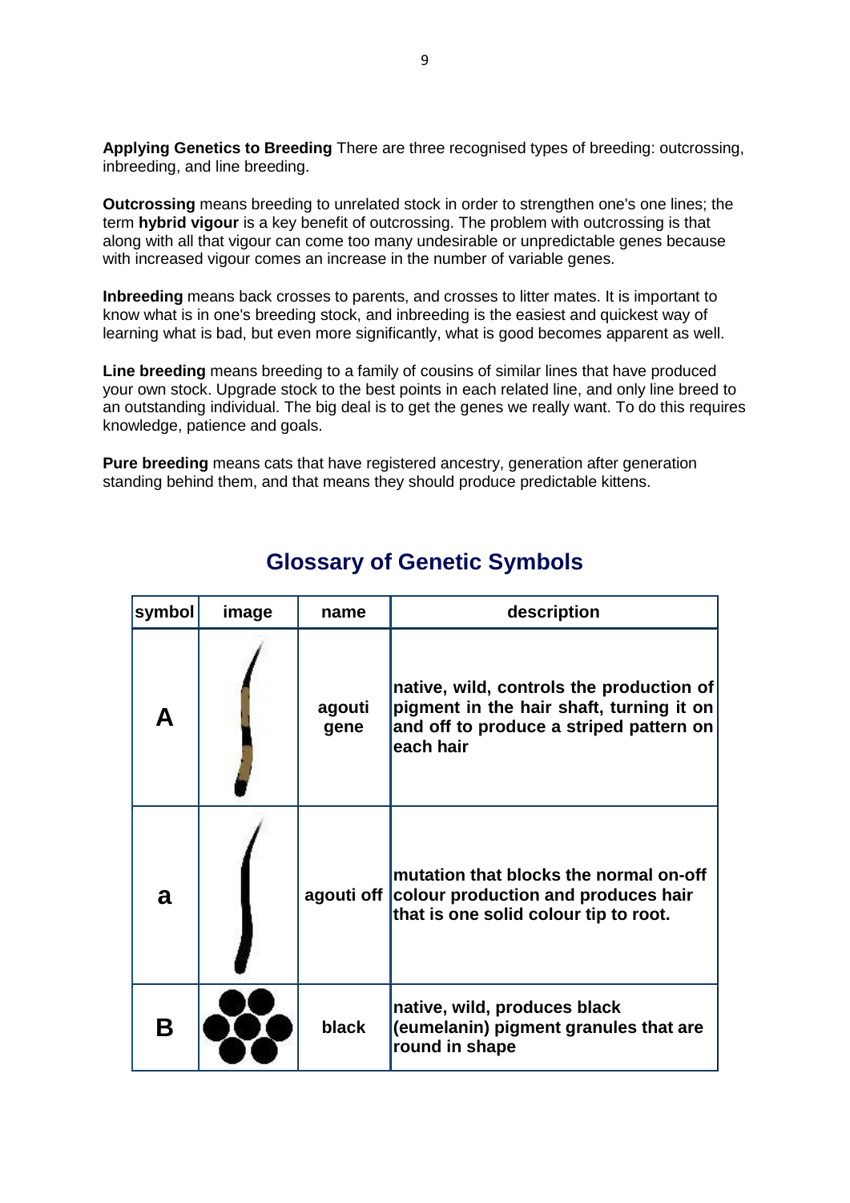**Applying Genetics to Breeding** There are three recognised types of breeding: outcrossing, inbreeding, and line breeding.

**Outcrossing** means breeding to unrelated stock in order to strengthen one's one lines; the term **hybrid vigour** is a key benefit of outcrossing. The problem with outcrossing is that along with all that vigour can come too many undesirable or unpredictable genes because with increased vigour comes an increase in the number of variable genes.

**Inbreeding** means back crosses to parents, and crosses to litter mates. It is important to know what is in one's breeding stock, and inbreeding is the easiest and quickest way of learning what is bad, but even more significantly, what is good becomes apparent as well.

**Line breeding** means breeding to a family of cousins of similar lines that have produced your own stock. Upgrade stock to the best points in each related line, and only line breed to an outstanding individual. The big deal is to get the genes we really want. To do this requires knowledge, patience and goals.

**Pure breeding** means cats that have registered ancestry, generation after generation standing behind them, and that means they should produce predictable kittens.

## Glossary of Genetic Symbols

| symbol | image | name | description |
|---|---|---|---|
| **A** | | **agouti gene** | **native, wild, controls the production of pigment in the hair shaft, turning it on and off to produce a striped pattern on each hair** |
| **a** | | **agouti off** | **mutation that blocks the normal on-off colour production and produces hair that is one solid colour tip to root.** |
| **B** | | **black** | **native, wild, produces black (eumelanin) pigment granules that are round in shape** |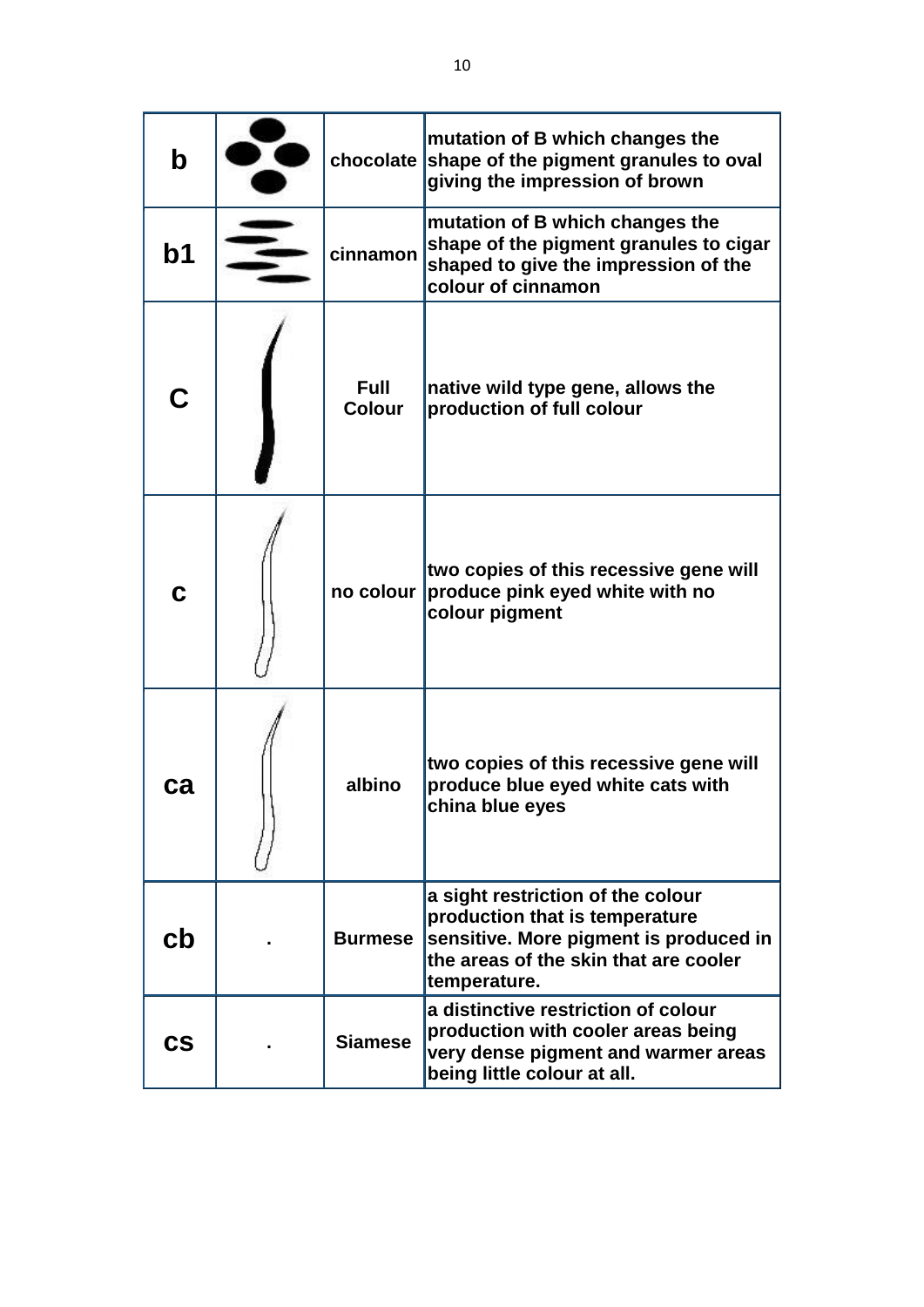| b | | chocolate | mutation of B which changes the shape of the pigment granules to oval giving the impression of brown |
|---|---|---|---|
| b1 | | cinnamon | mutation of B which changes the shape of the pigment granules to cigar shaped to give the impression of the colour of cinnamon |
| C | | Full Colour | native wild type gene, allows the production of full colour |
| c | | no colour | two copies of this recessive gene will produce pink eyed white with no colour pigment |
| ca | | albino | two copies of this recessive gene will produce blue eyed white cats with china blue eyes |
| cb | . | Burmese | a sight restriction of the colour production that is temperature sensitive. More pigment is produced in the areas of the skin that are cooler temperature. |
| cs | . | Siamese | a distinctive restriction of colour production with cooler areas being very dense pigment and warmer areas being little colour at all. |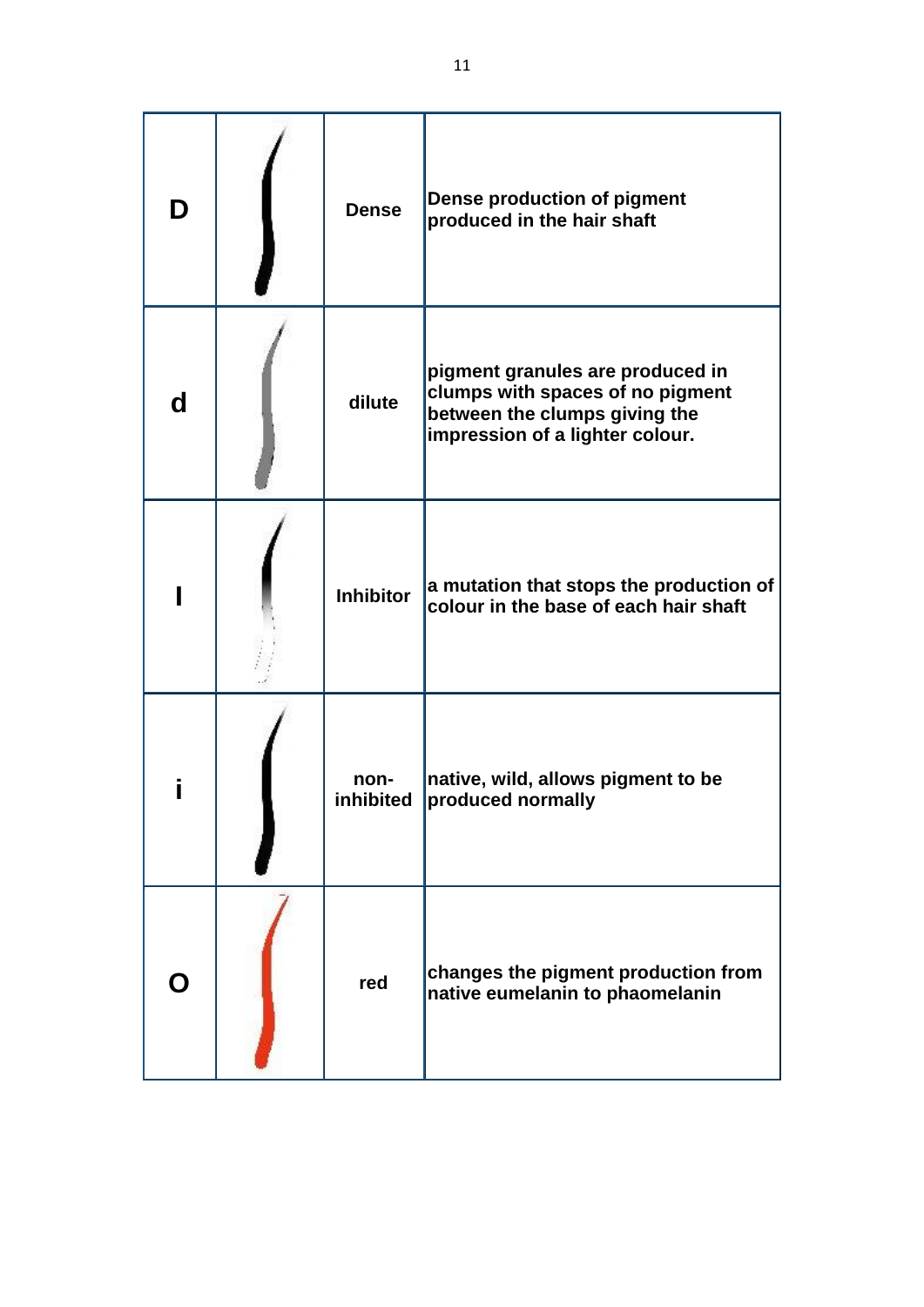| | | | |
|---|---|---|---|
| **D** | | **Dense** | **Dense production of pigment produced in the hair shaft** |
| **d** | | **dilute** | **pigment granules are produced in clumps with spaces of no pigment between the clumps giving the impression of a lighter colour.** |
| **I** | | **Inhibitor** | **a mutation that stops the production of colour in the base of each hair shaft** |
| **i** | | **non-inhibited** | **native, wild, allows pigment to be produced normally** |
| **O** | | **red** | **changes the pigment production from native eumelanin to phaomelanin** |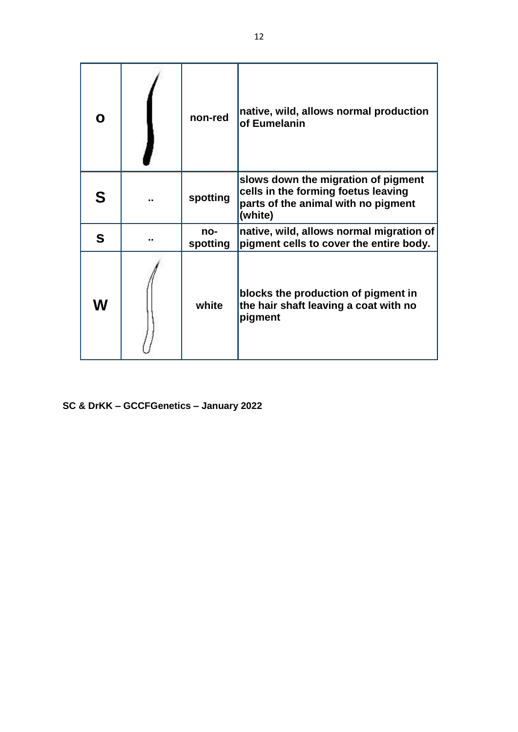| | | | |
|---|---|---|---|
| **o** | | **non-red** | **native, wild, allows normal production of Eumelanin** |
| **S** | .. | **spotting** | **slows down the migration of pigment cells in the forming foetus leaving parts of the animal with no pigment (white)** |
| **s** | .. | **no-spotting** | **native, wild, allows normal migration of pigment cells to cover the entire body.** |
| **W** | | **white** | **blocks the production of pigment in the hair shaft leaving a coat with no pigment** |

**SC & DrKK – GCCFGenetics – January 2022**